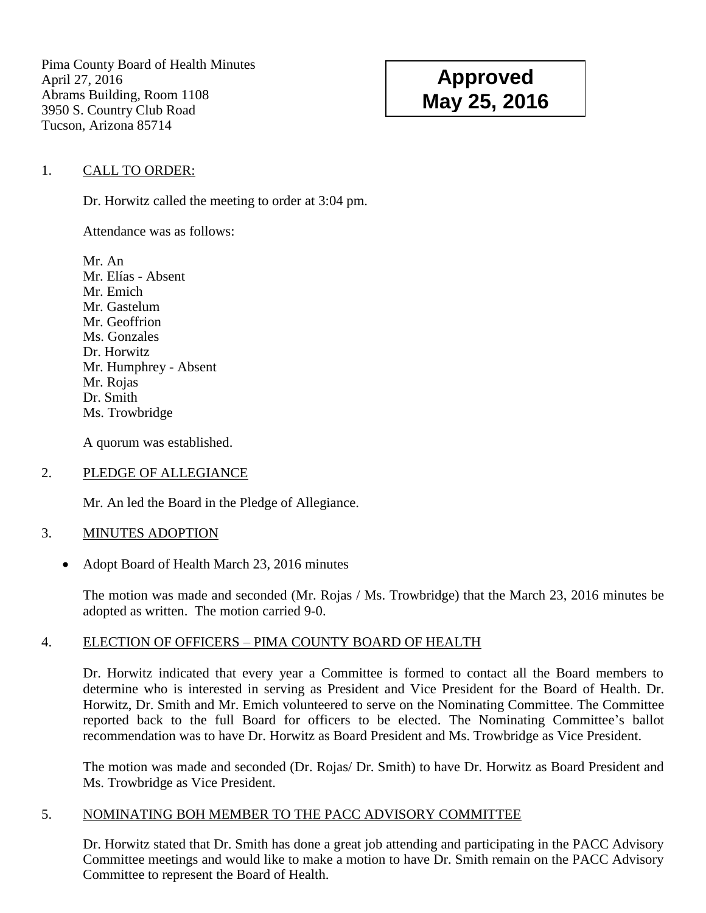Pima County Board of Health Minutes
April 27, 2016
Abrams Building, Room 1108
3950 S. Country Club Road
Tucson, Arizona 85714

**Approved**
**May 25, 2016**

1. CALL TO ORDER:

Dr. Horwitz called the meeting to order at 3:04 pm.

Attendance was as follows:

Mr. An
Mr. Elías - Absent
Mr. Emich
Mr. Gastelum
Mr. Geoffrion
Ms. Gonzales
Dr. Horwitz
Mr. Humphrey - Absent
Mr. Rojas
Dr. Smith
Ms. Trowbridge

A quorum was established.

2. PLEDGE OF ALLEGIANCE

Mr. An led the Board in the Pledge of Allegiance.

3. MINUTES ADOPTION

- Adopt Board of Health March 23, 2016 minutes

The motion was made and seconded (Mr. Rojas / Ms. Trowbridge) that the March 23, 2016 minutes be adopted as written. The motion carried 9-0.

4. ELECTION OF OFFICERS – PIMA COUNTY BOARD OF HEALTH

Dr. Horwitz indicated that every year a Committee is formed to contact all the Board members to determine who is interested in serving as President and Vice President for the Board of Health. Dr. Horwitz, Dr. Smith and Mr. Emich volunteered to serve on the Nominating Committee. The Committee reported back to the full Board for officers to be elected. The Nominating Committee's ballot recommendation was to have Dr. Horwitz as Board President and Ms. Trowbridge as Vice President.

The motion was made and seconded (Dr. Rojas/ Dr. Smith) to have Dr. Horwitz as Board President and Ms. Trowbridge as Vice President.

5. NOMINATING BOH MEMBER TO THE PACC ADVISORY COMMITTEE

Dr. Horwitz stated that Dr. Smith has done a great job attending and participating in the PACC Advisory Committee meetings and would like to make a motion to have Dr. Smith remain on the PACC Advisory Committee to represent the Board of Health.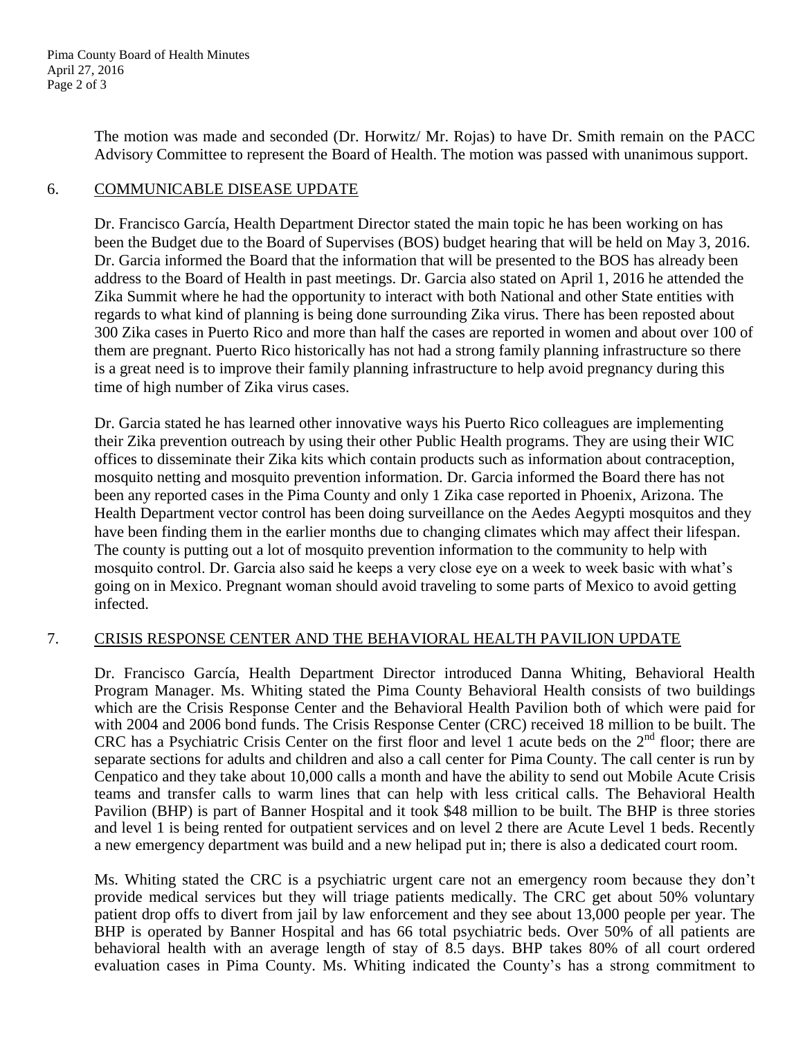The motion was made and seconded (Dr. Horwitz/ Mr. Rojas) to have Dr. Smith remain on the PACC Advisory Committee to represent the Board of Health. The motion was passed with unanimous support.

## 6. COMMUNICABLE DISEASE UPDATE

Dr. Francisco García, Health Department Director stated the main topic he has been working on has been the Budget due to the Board of Supervises (BOS) budget hearing that will be held on May 3, 2016. Dr. Garcia informed the Board that the information that will be presented to the BOS has already been address to the Board of Health in past meetings. Dr. Garcia also stated on April 1, 2016 he attended the Zika Summit where he had the opportunity to interact with both National and other State entities with regards to what kind of planning is being done surrounding Zika virus. There has been reposted about 300 Zika cases in Puerto Rico and more than half the cases are reported in women and about over 100 of them are pregnant. Puerto Rico historically has not had a strong family planning infrastructure so there is a great need is to improve their family planning infrastructure to help avoid pregnancy during this time of high number of Zika virus cases.

Dr. Garcia stated he has learned other innovative ways his Puerto Rico colleagues are implementing their Zika prevention outreach by using their other Public Health programs. They are using their WIC offices to disseminate their Zika kits which contain products such as information about contraception, mosquito netting and mosquito prevention information. Dr. Garcia informed the Board there has not been any reported cases in the Pima County and only 1 Zika case reported in Phoenix, Arizona. The Health Department vector control has been doing surveillance on the Aedes Aegypti mosquitos and they have been finding them in the earlier months due to changing climates which may affect their lifespan. The county is putting out a lot of mosquito prevention information to the community to help with mosquito control. Dr. Garcia also said he keeps a very close eye on a week to week basic with what's going on in Mexico. Pregnant woman should avoid traveling to some parts of Mexico to avoid getting infected.

## 7. CRISIS RESPONSE CENTER AND THE BEHAVIORAL HEALTH PAVILION UPDATE

Dr. Francisco García, Health Department Director introduced Danna Whiting, Behavioral Health Program Manager. Ms. Whiting stated the Pima County Behavioral Health consists of two buildings which are the Crisis Response Center and the Behavioral Health Pavilion both of which were paid for with 2004 and 2006 bond funds. The Crisis Response Center (CRC) received 18 million to be built. The CRC has a Psychiatric Crisis Center on the first floor and level 1 acute beds on the 2nd floor; there are separate sections for adults and children and also a call center for Pima County. The call center is run by Cenpatico and they take about 10,000 calls a month and have the ability to send out Mobile Acute Crisis teams and transfer calls to warm lines that can help with less critical calls. The Behavioral Health Pavilion (BHP) is part of Banner Hospital and it took $48 million to be built. The BHP is three stories and level 1 is being rented for outpatient services and on level 2 there are Acute Level 1 beds. Recently a new emergency department was build and a new helipad put in; there is also a dedicated court room.

Ms. Whiting stated the CRC is a psychiatric urgent care not an emergency room because they don't provide medical services but they will triage patients medically. The CRC get about 50% voluntary patient drop offs to divert from jail by law enforcement and they see about 13,000 people per year. The BHP is operated by Banner Hospital and has 66 total psychiatric beds. Over 50% of all patients are behavioral health with an average length of stay of 8.5 days. BHP takes 80% of all court ordered evaluation cases in Pima County. Ms. Whiting indicated the County's has a strong commitment to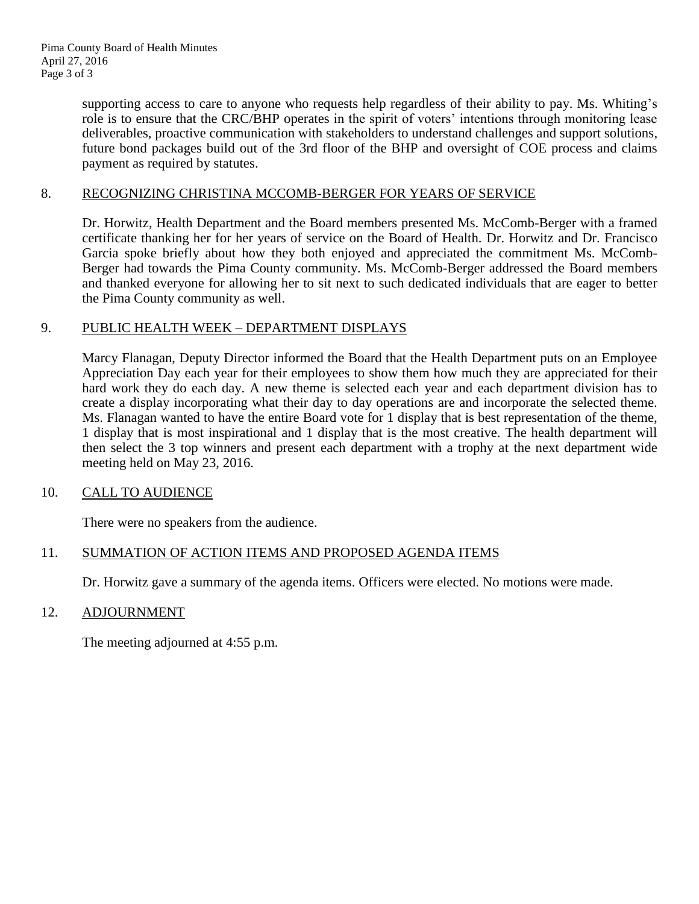supporting access to care to anyone who requests help regardless of their ability to pay. Ms. Whiting's role is to ensure that the CRC/BHP operates in the spirit of voters' intentions through monitoring lease deliverables, proactive communication with stakeholders to understand challenges and support solutions, future bond packages build out of the 3rd floor of the BHP and oversight of COE process and claims payment as required by statutes.

8. RECOGNIZING CHRISTINA MCCOMB-BERGER FOR YEARS OF SERVICE

Dr. Horwitz, Health Department and the Board members presented Ms. McComb-Berger with a framed certificate thanking her for her years of service on the Board of Health. Dr. Horwitz and Dr. Francisco Garcia spoke briefly about how they both enjoyed and appreciated the commitment Ms. McComb-Berger had towards the Pima County community. Ms. McComb-Berger addressed the Board members and thanked everyone for allowing her to sit next to such dedicated individuals that are eager to better the Pima County community as well.

9. PUBLIC HEALTH WEEK – DEPARTMENT DISPLAYS

Marcy Flanagan, Deputy Director informed the Board that the Health Department puts on an Employee Appreciation Day each year for their employees to show them how much they are appreciated for their hard work they do each day. A new theme is selected each year and each department division has to create a display incorporating what their day to day operations are and incorporate the selected theme. Ms. Flanagan wanted to have the entire Board vote for 1 display that is best representation of the theme, 1 display that is most inspirational and 1 display that is the most creative. The health department will then select the 3 top winners and present each department with a trophy at the next department wide meeting held on May 23, 2016.

10. CALL TO AUDIENCE

There were no speakers from the audience.

11. SUMMATION OF ACTION ITEMS AND PROPOSED AGENDA ITEMS

Dr. Horwitz gave a summary of the agenda items. Officers were elected. No motions were made.

12. ADJOURNMENT

The meeting adjourned at 4:55 p.m.